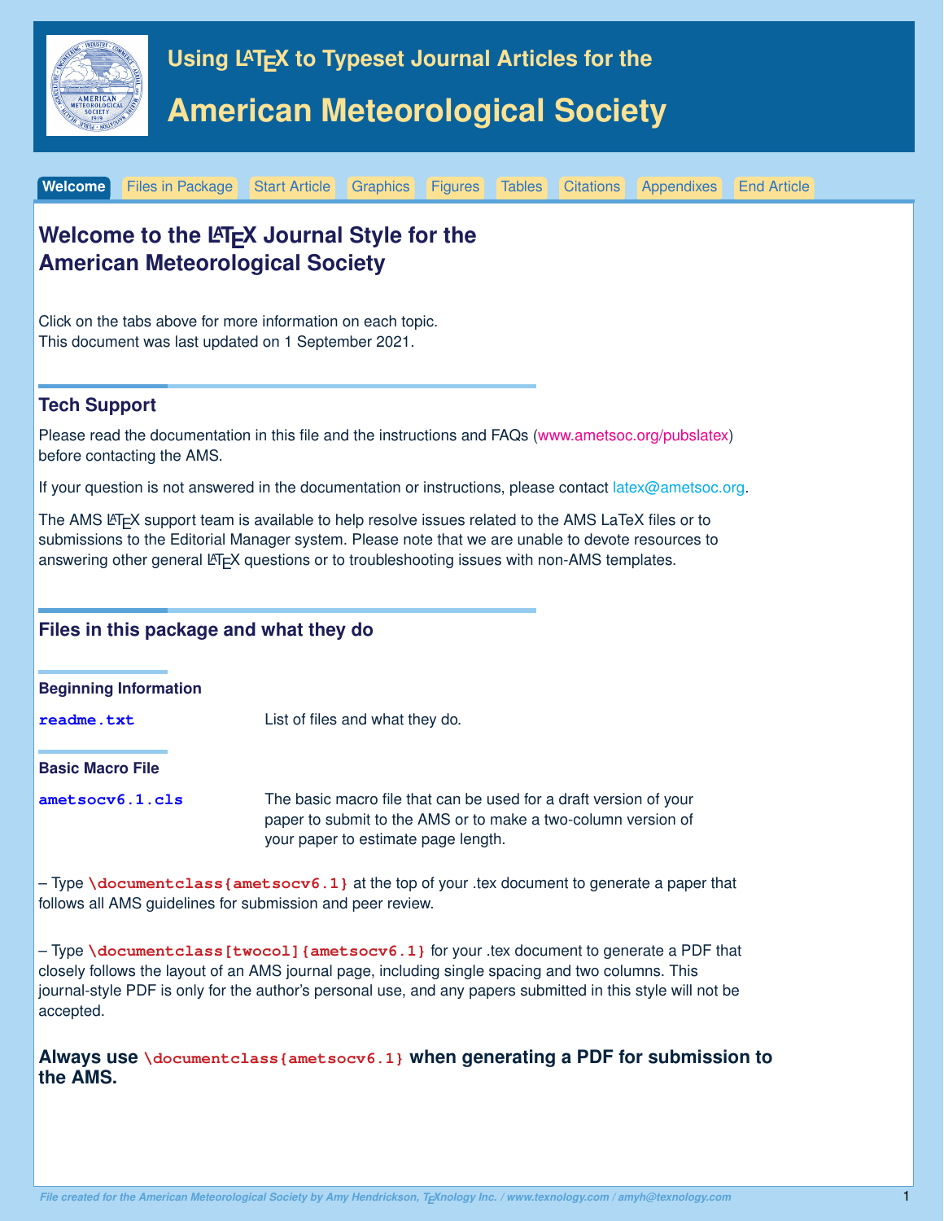# Using LaTeX to Typeset Journal Articles for the

# American Meteorological Society

Welcome | Files in Package | Start Article | Graphics | Figures | Tables | Citations | Appendixes | End Article

## Welcome to the LaTeX Journal Style for the American Meteorological Society

Click on the tabs above for more information on each topic.
This document was last updated on 1 September 2021.

## Tech Support

Please read the documentation in this file and the instructions and FAQs (www.ametsoc.org/pubslatex) before contacting the AMS.

If your question is not answered in the documentation or instructions, please contact latex@ametsoc.org.

The AMS LaTeX support team is available to help resolve issues related to the AMS LaTeX files or to submissions to the Editorial Manager system. Please note that we are unable to devote resources to answering other general LaTeX questions or to troubleshooting issues with non-AMS templates.

## Files in this package and what they do

### Beginning Information

**`readme.txt`** List of files and what they do.

### Basic Macro File

**`ametsocv6.1.cls`** The basic macro file that can be used for a draft version of your paper to submit to the AMS or to make a two-column version of your paper to estimate page length.

– Type `\documentclass{ametsocv6.1}` at the top of your .tex document to generate a paper that follows all AMS guidelines for submission and peer review.

– Type `\documentclass[twocol]{ametsocv6.1}` for your .tex document to generate a PDF that closely follows the layout of an AMS journal page, including single spacing and two columns. This journal-style PDF is only for the author's personal use, and any papers submitted in this style will not be accepted.

**Always use `\documentclass{ametsocv6.1}` when generating a PDF for submission to the AMS.**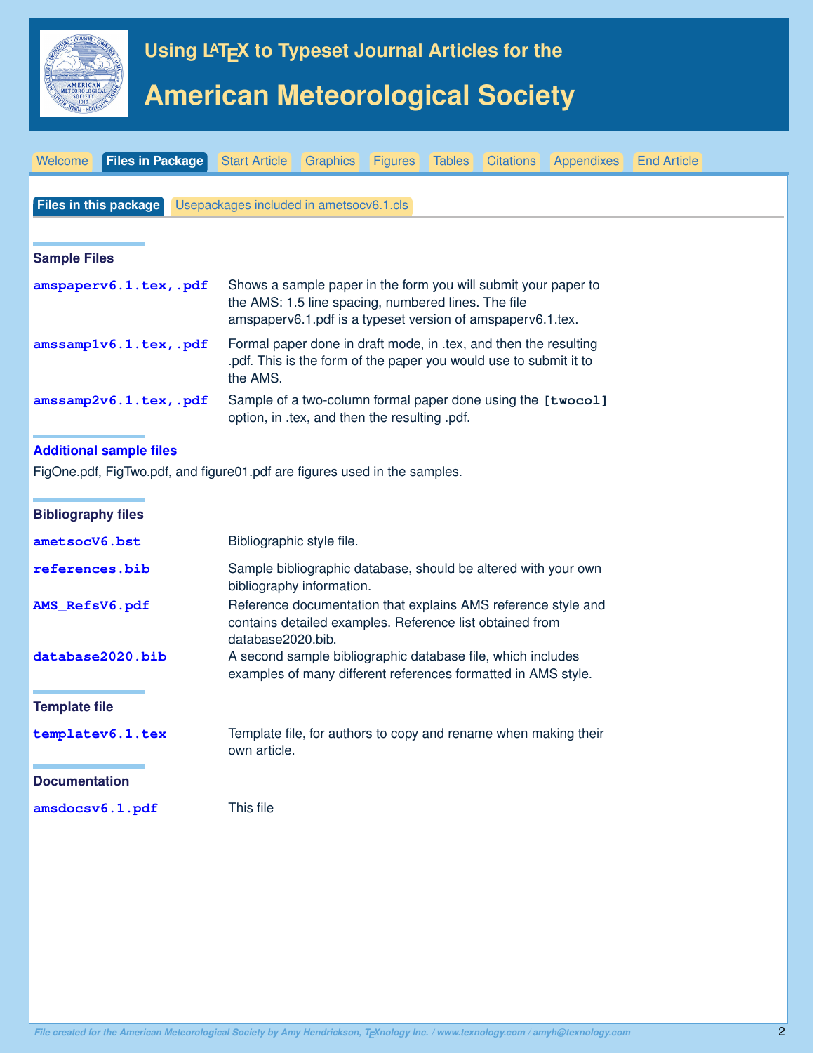# Using LaTeX to Typeset Journal Articles for the

# American Meteorological Society

Welcome | **Files in Package** | Start Article | Graphics | Figures | Tables | Citations | Appendixes | End Article

**Files in this package** | Usepackages included in ametsocv6.1.cls

### Sample Files

**amspaperv6.1.tex,.pdf** Shows a sample paper in the form you will submit your paper to the AMS: 1.5 line spacing, numbered lines. The file amspaperv6.1.pdf is a typeset version of amspaperv6.1.tex.

**amssamp1v6.1.tex,.pdf** Formal paper done in draft mode, in .tex, and then the resulting .pdf. This is the form of the paper you would use to submit it to the AMS.

**amssamp2v6.1.tex,.pdf** Sample of a two-column formal paper done using the **[twocol]** option, in .tex, and then the resulting .pdf.

### Additional sample files

FigOne.pdf, FigTwo.pdf, and figure01.pdf are figures used in the samples.

### Bibliography files

**ametsocV6.bst** Bibliographic style file.

**references.bib** Sample bibliographic database, should be altered with your own bibliography information.

**AMS_RefsV6.pdf** Reference documentation that explains AMS reference style and contains detailed examples. Reference list obtained from database2020.bib.

**database2020.bib** A second sample bibliographic database file, which includes examples of many different references formatted in AMS style.

### Template file

**templatev6.1.tex** Template file, for authors to copy and rename when making their own article.

### Documentation

**amsdocsv6.1.pdf** This file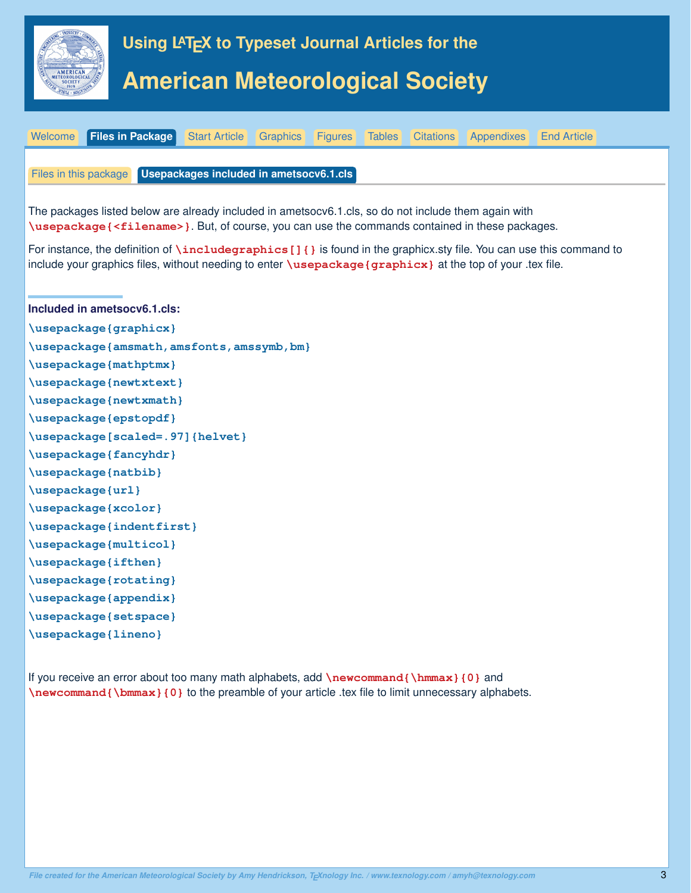# Using LaTeX to Typeset Journal Articles for the

# American Meteorological Society

Welcome | **Files in Package** | Start Article | Graphics | Figures | Tables | Citations | Appendixes | End Article

Files in this package | **Usepackages included in ametsocv6.1.cls**

The packages listed below are already included in ametsocv6.1.cls, so do not include them again with `\usepackage{<filename>}`. But, of course, you can use the commands contained in these packages.

For instance, the definition of `\includegraphics[]{}` is found in the graphicx.sty file. You can use this command to include your graphics files, without needing to enter `\usepackage{graphicx}` at the top of your .tex file.

**Included in ametsocv6.1.cls:**

```
\usepackage{graphicx}
\usepackage{amsmath,amsfonts,amssymb,bm}
\usepackage{mathptmx}
\usepackage{newtxtext}
\usepackage{newtxmath}
\usepackage{epstopdf}
\usepackage[scaled=.97]{helvet}
\usepackage{fancyhdr}
\usepackage{natbib}
\usepackage{url}
\usepackage{xcolor}
\usepackage{indentfirst}
\usepackage{multicol}
\usepackage{ifthen}
\usepackage{rotating}
\usepackage{appendix}
\usepackage{setspace}
\usepackage{lineno}
```

If you receive an error about too many math alphabets, add `\newcommand{\hmmax}{0}` and `\newcommand{\bmmax}{0}` to the preamble of your article .tex file to limit unnecessary alphabets.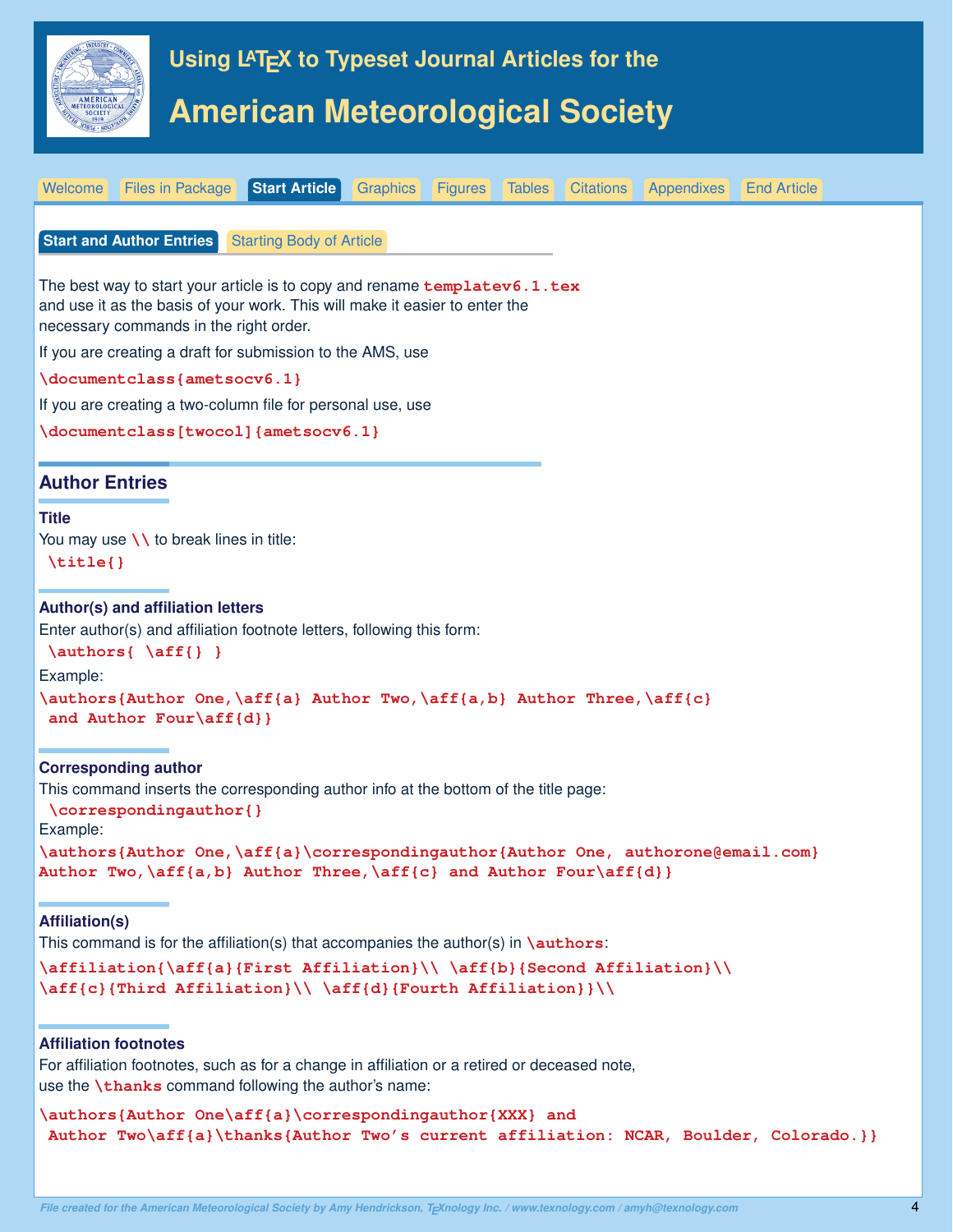# Using LaTeX to Typeset Journal Articles for the

# American Meteorological Society

Welcome | Files in Package | **Start Article** | Graphics | Figures | Tables | Citations | Appendixes | End Article

**Start and Author Entries** | Starting Body of Article

The best way to start your article is to copy and rename `templatev6.1.tex` and use it as the basis of your work. This will make it easier to enter the necessary commands in the right order.

If you are creating a draft for submission to the AMS, use

```
\documentclass{ametsocv6.1}
```

If you are creating a two-column file for personal use, use

```
\documentclass[twocol]{ametsocv6.1}
```

## Author Entries

### Title

You may use `\\` to break lines in title:

```
\title{}
```

### Author(s) and affiliation letters

Enter author(s) and affiliation footnote letters, following this form:

```
\authors{ \aff{} }
```

Example:

```
\authors{Author One,\aff{a} Author Two,\aff{a,b} Author Three,\aff{c}
 and Author Four\aff{d}}
```

### Corresponding author

This command inserts the corresponding author info at the bottom of the title page:

```
\correspondingauthor{}
```

Example:

```
\authors{Author One,\aff{a}\correspondingauthor{Author One, authorone@email.com}
Author Two,\aff{a,b} Author Three,\aff{c} and Author Four\aff{d}}
```

### Affiliation(s)

This command is for the affiliation(s) that accompanies the author(s) in `\authors`:

```
\affiliation{\aff{a}{First Affiliation}\\ \aff{b}{Second Affiliation}\\
\aff{c}{Third Affiliation}\\ \aff{d}{Fourth Affiliation}}\\
```

### Affiliation footnotes

For affiliation footnotes, such as for a change in affiliation or a retired or deceased note, use the `\thanks` command following the author's name:

```
\authors{Author One\aff{a}\correspondingauthor{XXX} and
 Author Two\aff{a}\thanks{Author Two's current affiliation: NCAR, Boulder, Colorado.}}
```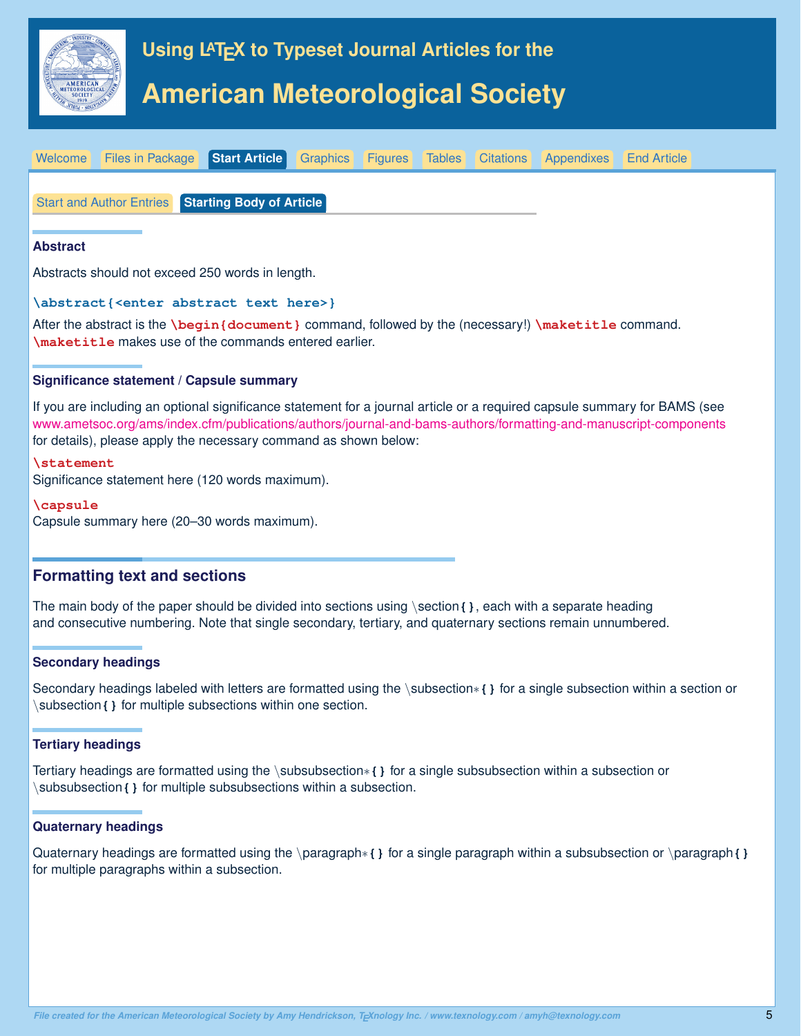# Using LaTeX to Typeset Journal Articles for the

# American Meteorological Society

Welcome | Files in Package | **Start Article** | Graphics | Figures | Tables | Citations | Appendixes | End Article

Start and Author Entries | **Starting Body of Article**

### Abstract

Abstracts should not exceed 250 words in length.

```
\abstract{<enter abstract text here>}
```

After the abstract is the `\begin{document}` command, followed by the (necessary!) `\maketitle` command. `\maketitle` makes use of the commands entered earlier.

### Significance statement / Capsule summary

If you are including an optional significance statement for a journal article or a required capsule summary for BAMS (see www.ametsoc.org/ams/index.cfm/publications/authors/journal-and-bams-authors/formatting-and-manuscript-components for details), please apply the necessary command as shown below:

`\statement`
Significance statement here (120 words maximum).

`\capsule`
Capsule summary here (20–30 words maximum).

## Formatting text and sections

The main body of the paper should be divided into sections using \section{ }, each with a separate heading and consecutive numbering. Note that single secondary, tertiary, and quaternary sections remain unnumbered.

### Secondary headings

Secondary headings labeled with letters are formatted using the \subsection*{ } for a single subsection within a section or \subsection{ } for multiple subsections within one section.

### Tertiary headings

Tertiary headings are formatted using the \subsubsection*{ } for a single subsubsection within a subsection or \subsubsection{ } for multiple subsubsections within a subsection.

### Quaternary headings

Quaternary headings are formatted using the \paragraph*{ } for a single paragraph within a subsubsection or \paragraph{ } for multiple paragraphs within a subsection.

*File created for the American Meteorological Society by Amy Hendrickson, TeXnology Inc. / www.texnology.com / amyh@texnology.com*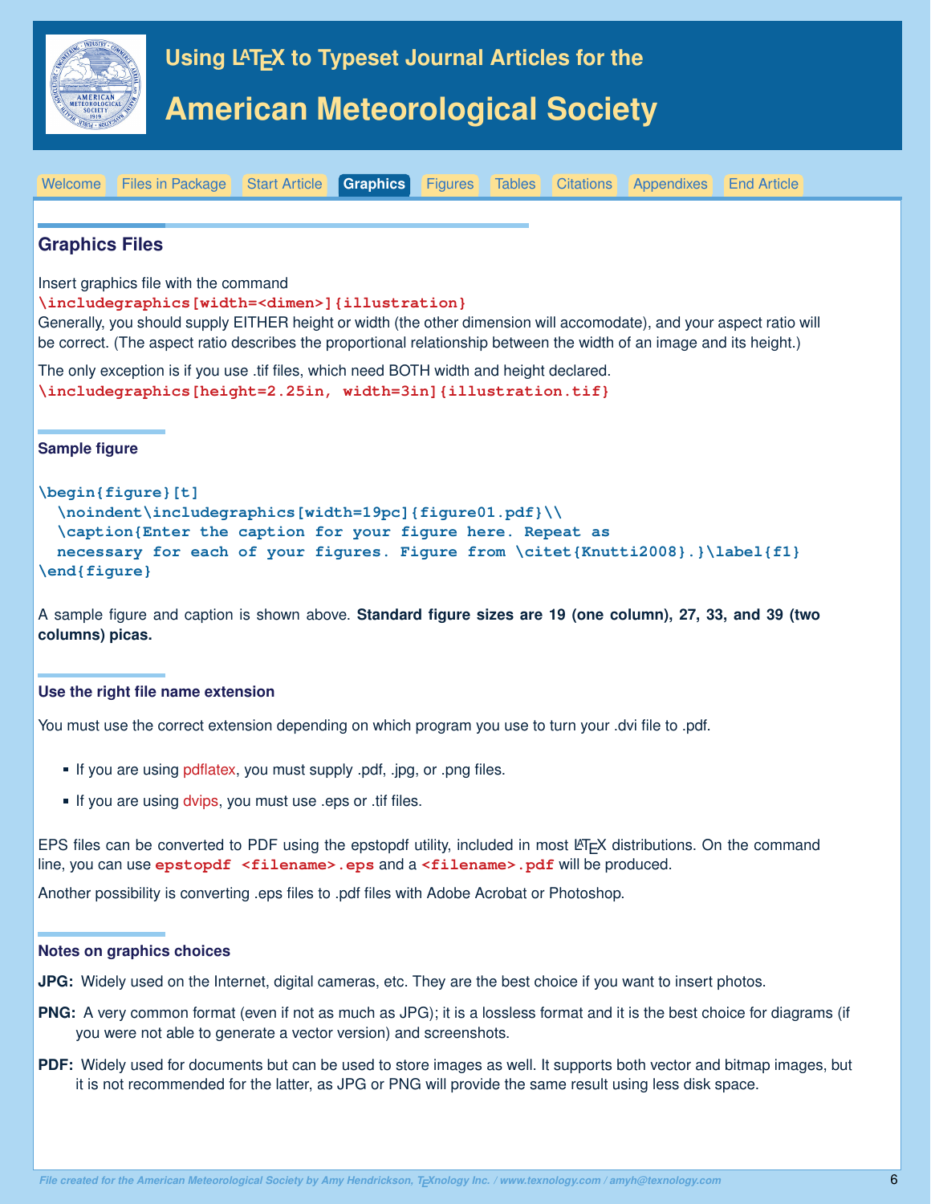Using LaTeX to Typeset Journal Articles for the

# American Meteorological Society

Welcome | Files in Package | Start Article | **Graphics** | Figures | Tables | Citations | Appendixes | End Article

## Graphics Files

Insert graphics file with the command
`\includegraphics[width=<dimen>]{illustration}`
Generally, you should supply EITHER height or width (the other dimension will accomodate), and your aspect ratio will be correct. (The aspect ratio describes the proportional relationship between the width of an image and its height.)

The only exception is if you use .tif files, which need BOTH width and height declared.
`\includegraphics[height=2.25in, width=3in]{illustration.tif}`

### Sample figure

```
\begin{figure}[t]
  \noindent\includegraphics[width=19pc]{figure01.pdf}\\
  \caption{Enter the caption for your figure here. Repeat as
  necessary for each of your figures. Figure from \citet{Knutti2008}.}\label{f1}
\end{figure}
```

A sample figure and caption is shown above. **Standard figure sizes are 19 (one column), 27, 33, and 39 (two columns) picas.**

### Use the right file name extension

You must use the correct extension depending on which program you use to turn your .dvi file to .pdf.

- If you are using pdflatex, you must supply .pdf, .jpg, or .png files.
- If you are using dvips, you must use .eps or .tif files.

EPS files can be converted to PDF using the epstopdf utility, included in most LaTeX distributions. On the command line, you can use `epstopdf <filename>.eps` and a `<filename>.pdf` will be produced.

Another possibility is converting .eps files to .pdf files with Adobe Acrobat or Photoshop.

### Notes on graphics choices

**JPG:** Widely used on the Internet, digital cameras, etc. They are the best choice if you want to insert photos.

**PNG:** A very common format (even if not as much as JPG); it is a lossless format and it is the best choice for diagrams (if you were not able to generate a vector version) and screenshots.

**PDF:** Widely used for documents but can be used to store images as well. It supports both vector and bitmap images, but it is not recommended for the latter, as JPG or PNG will provide the same result using less disk space.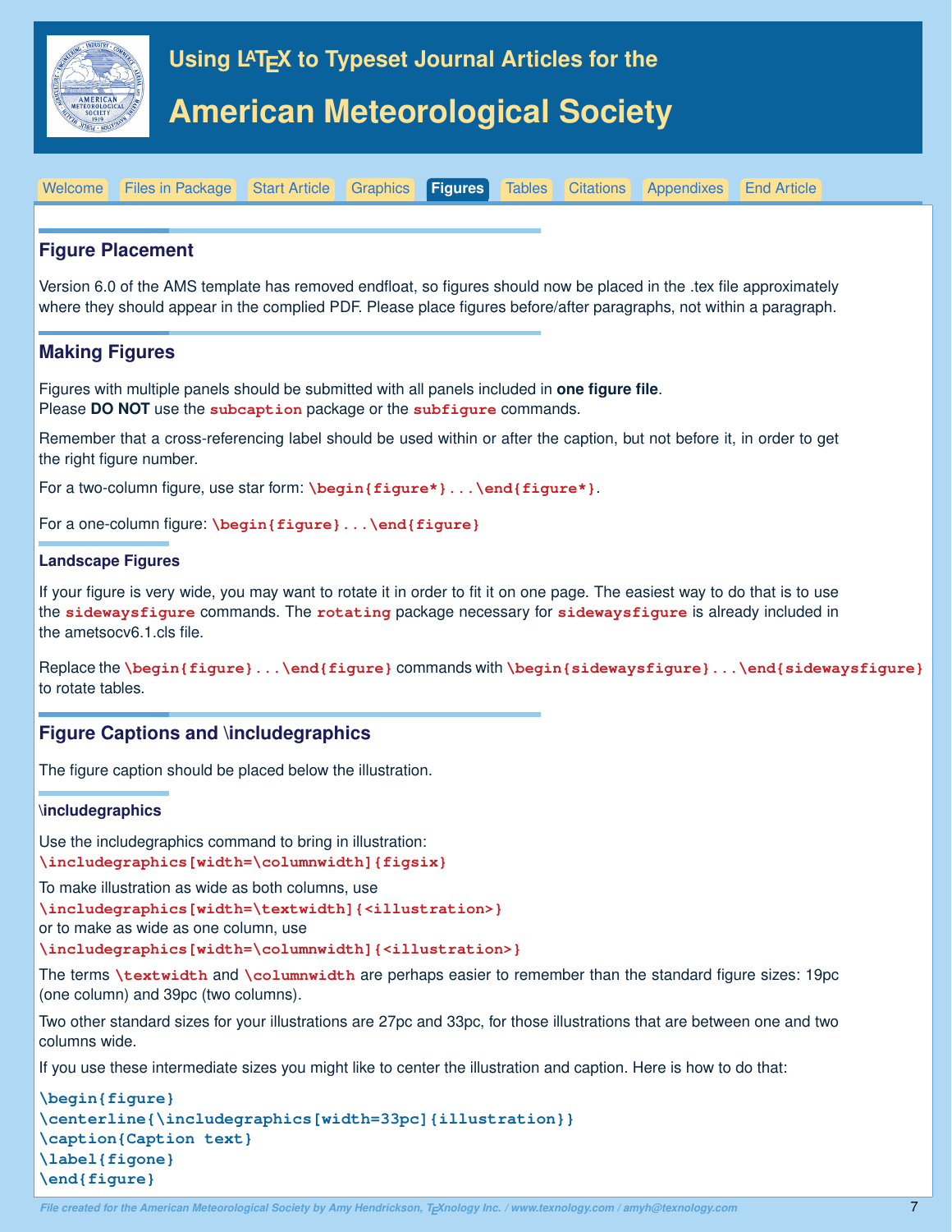# Using LaTeX to Typeset Journal Articles for the

# American Meteorological Society

Welcome | Files in Package | Start Article | Graphics | **Figures** | Tables | Citations | Appendixes | End Article

## Figure Placement

Version 6.0 of the AMS template has removed endfloat, so figures should now be placed in the .tex file approximately where they should appear in the complied PDF. Please place figures before/after paragraphs, not within a paragraph.

## Making Figures

Figures with multiple panels should be submitted with all panels included in **one figure file**.
Please **DO NOT** use the `subcaption` package or the `subfigure` commands.

Remember that a cross-referencing label should be used within or after the caption, but not before it, in order to get the right figure number.

For a two-column figure, use star form: `\begin{figure*}...\end{figure*}`.

For a one-column figure: `\begin{figure}...\end{figure}`

### Landscape Figures

If your figure is very wide, you may want to rotate it in order to fit it on one page. The easiest way to do that is to use the `sidewaysfigure` commands. The `rotating` package necessary for `sidewaysfigure` is already included in the ametsocv6.1.cls file.

Replace the `\begin{figure}...\end{figure}` commands with `\begin{sidewaysfigure}...\end{sidewaysfigure}` to rotate tables.

## Figure Captions and \includegraphics

The figure caption should be placed below the illustration.

### \includegraphics

Use the includegraphics command to bring in illustration:
`\includegraphics[width=\columnwidth]{figsix}`

To make illustration as wide as both columns, use
`\includegraphics[width=\textwidth]{<illustration>}`
or to make as wide as one column, use
`\includegraphics[width=\columnwidth]{<illustration>}`

The terms `\textwidth` and `\columnwidth` are perhaps easier to remember than the standard figure sizes: 19pc (one column) and 39pc (two columns).

Two other standard sizes for your illustrations are 27pc and 33pc, for those illustrations that are between one and two columns wide.

If you use these intermediate sizes you might like to center the illustration and caption. Here is how to do that:

```
\begin{figure}
\centerline{\includegraphics[width=33pc]{illustration}}
\caption{Caption text}
\label{figone}
\end{figure}
```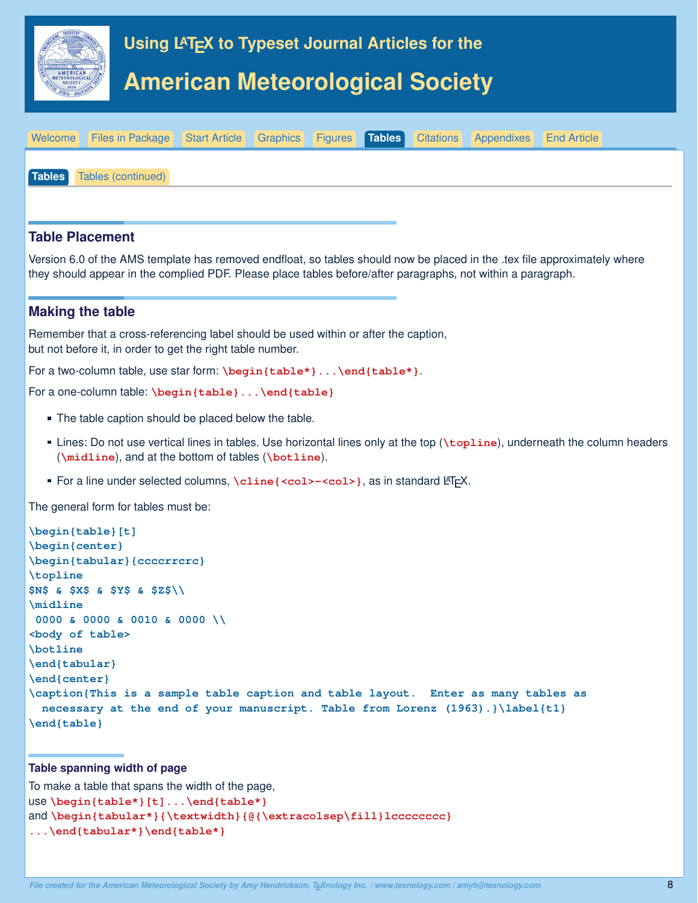# Using LaTeX to Typeset Journal Articles for the

# American Meteorological Society

Welcome | Files in Package | Start Article | Graphics | Figures | **Tables** | Citations | Appendixes | End Article

**Tables** | Tables (continued)

## Table Placement

Version 6.0 of the AMS template has removed endfloat, so tables should now be placed in the .tex file approximately where they should appear in the complied PDF. Please place tables before/after paragraphs, not within a paragraph.

## Making the table

Remember that a cross-referencing label should be used within or after the caption,
but not before it, in order to get the right table number.

For a two-column table, use star form: `\begin{table*}...\end{table*}`.

For a one-column table: `\begin{table}...\end{table}`

- The table caption should be placed below the table.
- Lines: Do not use vertical lines in tables. Use horizontal lines only at the top (`\topline`), underneath the column headers (`\midline`), and at the bottom of tables (`\botline`).
- For a line under selected columns, `\cline{<col>-<col>}`, as in standard LaTeX.

The general form for tables must be:

```
\begin{table}[t]
\begin{center}
\begin{tabular}{ccccrrcrc}
\topline
$N$ & $X$ & $Y$ & $Z$\\
\midline
 0000 & 0000 & 0010 & 0000 \\
<body of table>
\botline
\end{tabular}
\end{center}
\caption{This is a sample table caption and table layout.  Enter as many tables as
  necessary at the end of your manuscript. Table from Lorenz (1963).}\label{t1}
\end{table}
```

### Table spanning width of page

To make a table that spans the width of the page,
use `\begin{table*}[t]...\end{table*}`
and `\begin{tabular*}{\textwidth}{@{\extracolsep\fill}lccccccc}`
`...\end{tabular*}\end{table*}`

*File created for the American Meteorological Society by Amy Hendrickson, TeXnology Inc. / www.texnology.com / amyh@texnology.com*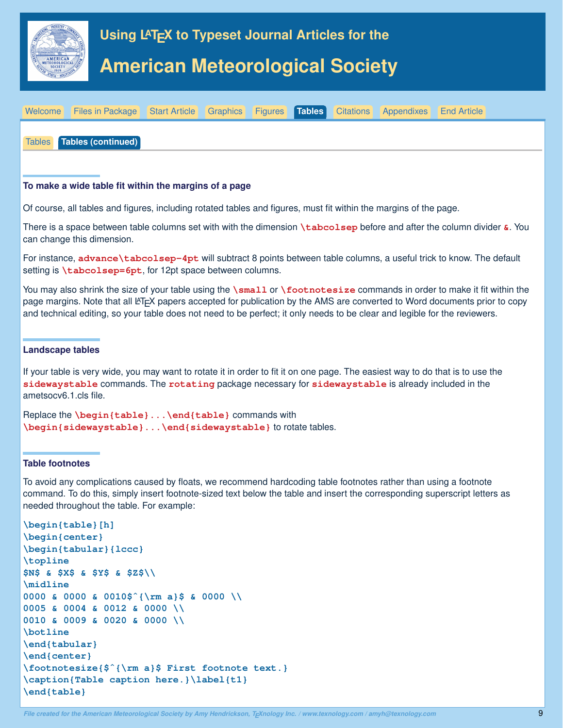## To make a wide table fit within the margins of a page

Of course, all tables and figures, including rotated tables and figures, must fit within the margins of the page.

There is a space between table columns set with with the dimension `\tabcolsep` before and after the column divider `&`. You can change this dimension.

For instance, `advance\tabcolsep-4pt` will subtract 8 points between table columns, a useful trick to know. The default setting is `\tabcolsep=6pt`, for 12pt space between columns.

You may also shrink the size of your table using the `\small` or `\footnotesize` commands in order to make it fit within the page margins. Note that all LaTeX papers accepted for publication by the AMS are converted to Word documents prior to copy and technical editing, so your table does not need to be perfect; it only needs to be clear and legible for the reviewers.

## Landscape tables

If your table is very wide, you may want to rotate it in order to fit it on one page. The easiest way to do that is to use the `sidewaystable` commands. The `rotating` package necessary for `sidewaystable` is already included in the ametsocv6.1.cls file.

Replace the `\begin{table}...\end{table}` commands with `\begin{sidewaystable}...\end{sidewaystable}` to rotate tables.

## Table footnotes

To avoid any complications caused by floats, we recommend hardcoding table footnotes rather than using a footnote command. To do this, simply insert footnote-sized text below the table and insert the corresponding superscript letters as needed throughout the table. For example:

```
\begin{table}[h]
\begin{center}
\begin{tabular}{lccc}
\topline
$N$ & $X$ & $Y$ & $Z$\\
\midline
0000 & 0000 & 0010$^{\rm a}$ & 0000 \\
0005 & 0004 & 0012 & 0000 \\
0010 & 0009 & 0020 & 0000 \\
\botline
\end{tabular}
\end{center}
\footnotesize{$^{\rm a}$ First footnote text.}
\caption{Table caption here.}\label{t1}
\end{table}
```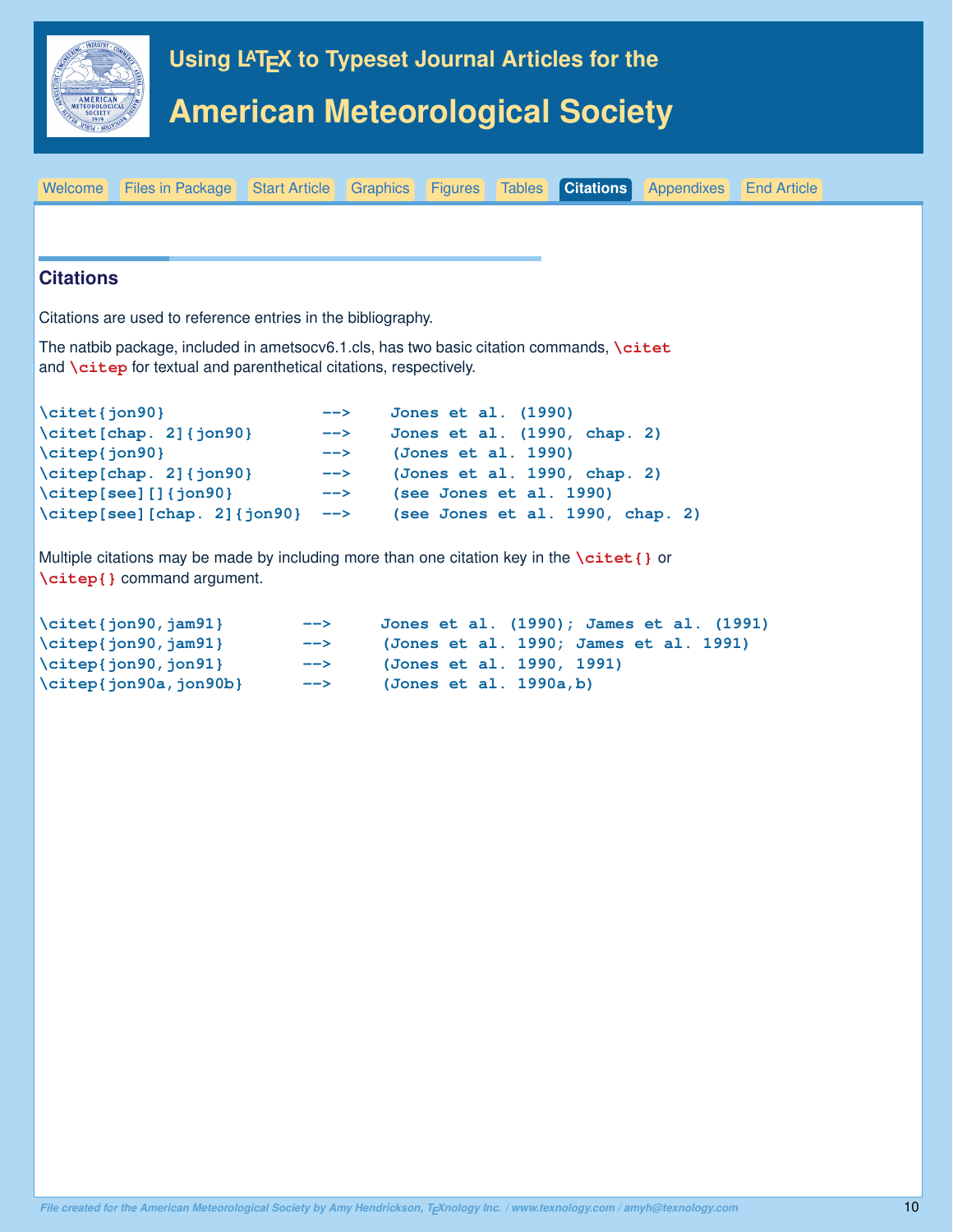# Using LaTeX to Typeset Journal Articles for the

# American Meteorological Society

Welcome | Files in Package | Start Article | Graphics | Figures | Tables | **Citations** | Appendixes | End Article

## Citations

Citations are used to reference entries in the bibliography.

The natbib package, included in ametsocv6.1.cls, has two basic citation commands, `\citet` and `\citep` for textual and parenthetical citations, respectively.

```
\citet{jon90}                 -->    Jones et al. (1990)
\citet[chap. 2]{jon90}        -->    Jones et al. (1990, chap. 2)
\citep{jon90}                 -->    (Jones et al. 1990)
\citep[chap. 2]{jon90}        -->    (Jones et al. 1990, chap. 2)
\citep[see][]{jon90}          -->    (see Jones et al. 1990)
\citep[see][chap. 2]{jon90}   -->    (see Jones et al. 1990, chap. 2)
```

Multiple citations may be made by including more than one citation key in the `\citet{}` or `\citep{}` command argument.

```
\citet{jon90,jam91}        -->     Jones et al. (1990); James et al. (1991)
\citep{jon90,jam91}        -->     (Jones et al. 1990; James et al. 1991)
\citep{jon90,jon91}        -->     (Jones et al. 1990, 1991)
\citep{jon90a,jon90b}      -->     (Jones et al. 1990a,b)
```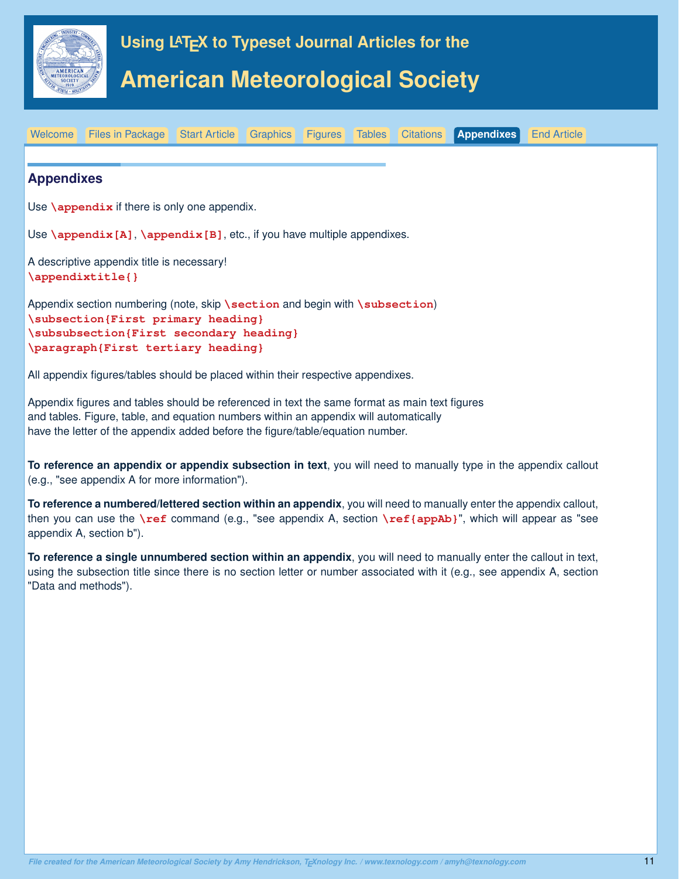## Appendixes

Use `\appendix` if there is only one appendix.

Use `\appendix[A]`, `\appendix[B]`, etc., if you have multiple appendixes.

A descriptive appendix title is necessary!
`\appendixtitle{}`

Appendix section numbering (note, skip `\section` and begin with `\subsection`)

```
\subsection{First primary heading}
\subsubsection{First secondary heading}
\paragraph{First tertiary heading}
```

All appendix figures/tables should be placed within their respective appendixes.

Appendix figures and tables should be referenced in text the same format as main text figures and tables. Figure, table, and equation numbers within an appendix will automatically have the letter of the appendix added before the figure/table/equation number.

**To reference an appendix or appendix subsection in text**, you will need to manually type in the appendix callout (e.g., "see appendix A for more information").

**To reference a numbered/lettered section within an appendix**, you will need to manually enter the appendix callout, then you can use the `\ref` command (e.g., "see appendix A, section `\ref{appAb}`", which will appear as "see appendix A, section b").

**To reference a single unnumbered section within an appendix**, you will need to manually enter the callout in text, using the subsection title since there is no section letter or number associated with it (e.g., see appendix A, section "Data and methods").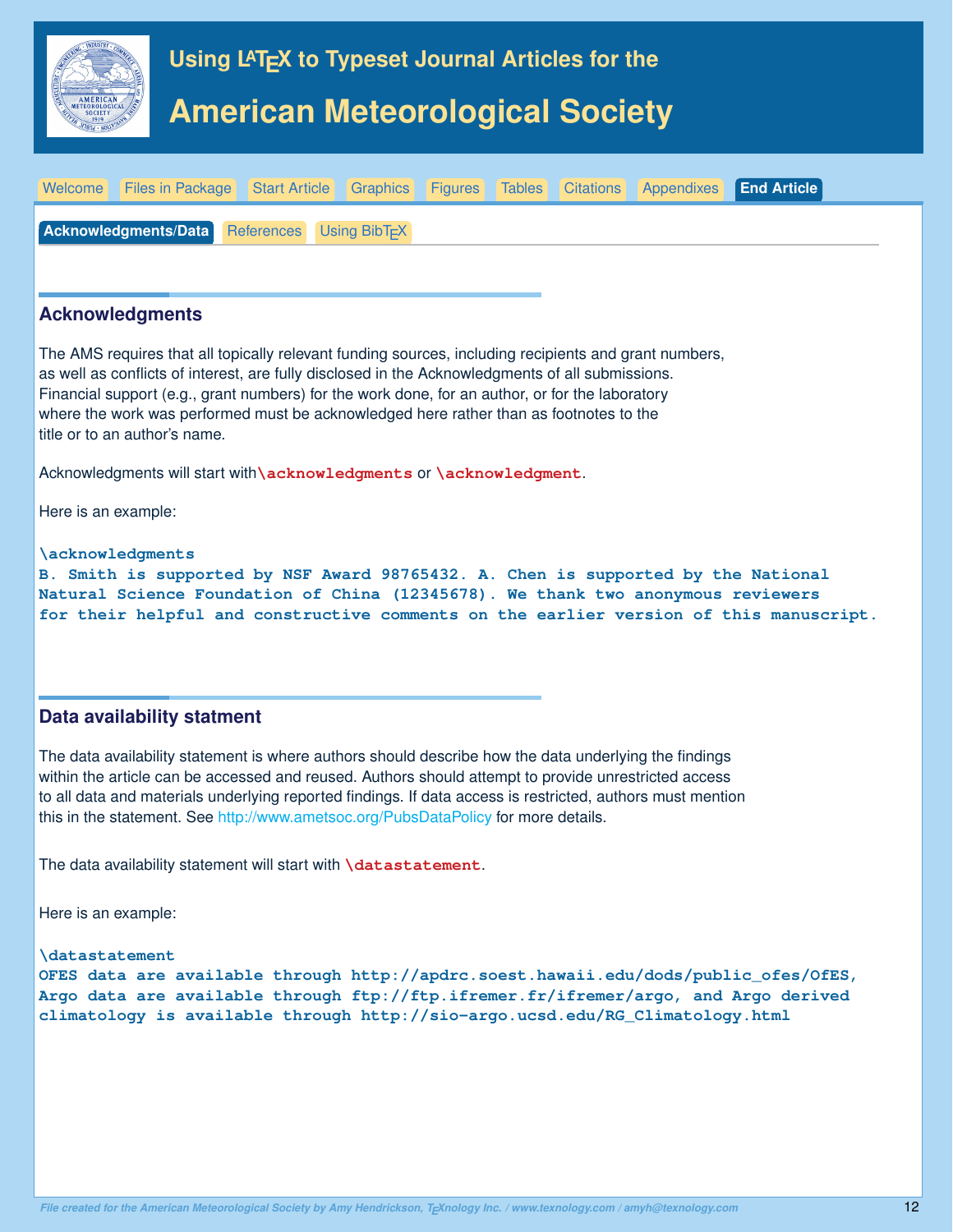# Using LaTeX to Typeset Journal Articles for the American Meteorological Society

Welcome | Files in Package | Start Article | Graphics | Figures | Tables | Citations | Appendixes | **End Article**

**Acknowledgments/Data** | References | Using BibTeX

## Acknowledgments

The AMS requires that all topically relevant funding sources, including recipients and grant numbers, as well as conflicts of interest, are fully disclosed in the Acknowledgments of all submissions. Financial support (e.g., grant numbers) for the work done, for an author, or for the laboratory where the work was performed must be acknowledged here rather than as footnotes to the title or to an author's name.

Acknowledgments will start with `\acknowledgments` or `\acknowledgment`.

Here is an example:

```
\acknowledgments
B. Smith is supported by NSF Award 98765432. A. Chen is supported by the National
Natural Science Foundation of China (12345678). We thank two anonymous reviewers
for their helpful and constructive comments on the earlier version of this manuscript.
```

## Data availability statment

The data availability statement is where authors should describe how the data underlying the findings within the article can be accessed and reused. Authors should attempt to provide unrestricted access to all data and materials underlying reported findings. If data access is restricted, authors must mention this in the statement. See http://www.ametsoc.org/PubsDataPolicy for more details.

The data availability statement will start with `\datastatement`.

Here is an example:

```
\datastatement
OFES data are available through http://apdrc.soest.hawaii.edu/dods/public_ofes/OfES,
Argo data are available through ftp://ftp.ifremer.fr/ifremer/argo, and Argo derived
climatology is available through http://sio-argo.ucsd.edu/RG_Climatology.html
```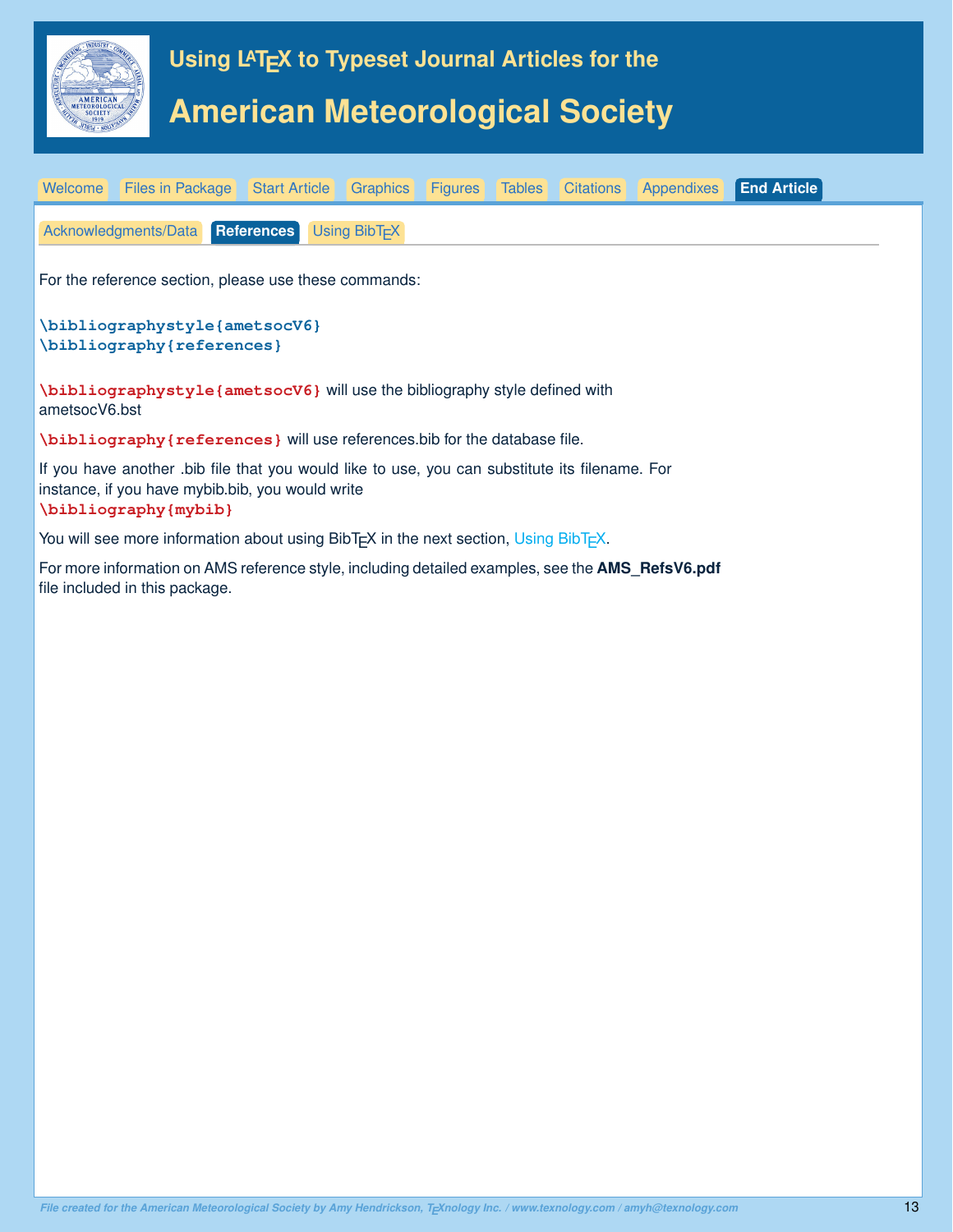# Using LaTeX to Typeset Journal Articles for the

# American Meteorological Society

Welcome | Files in Package | Start Article | Graphics | Figures | Tables | Citations | Appendixes | **End Article**

Acknowledgments/Data | **References** | Using BibTEX

For the reference section, please use these commands:

```
\bibliographystyle{ametsocV6}
\bibliography{references}
```

`\bibliographystyle{ametsocV6}` will use the bibliography style defined with ametsocV6.bst

`\bibliography{references}` will use references.bib for the database file.

If you have another .bib file that you would like to use, you can substitute its filename. For instance, if you have mybib.bib, you would write
`\bibliography{mybib}`

You will see more information about using BibTEX in the next section, Using BibTEX.

For more information on AMS reference style, including detailed examples, see the **AMS_RefsV6.pdf** file included in this package.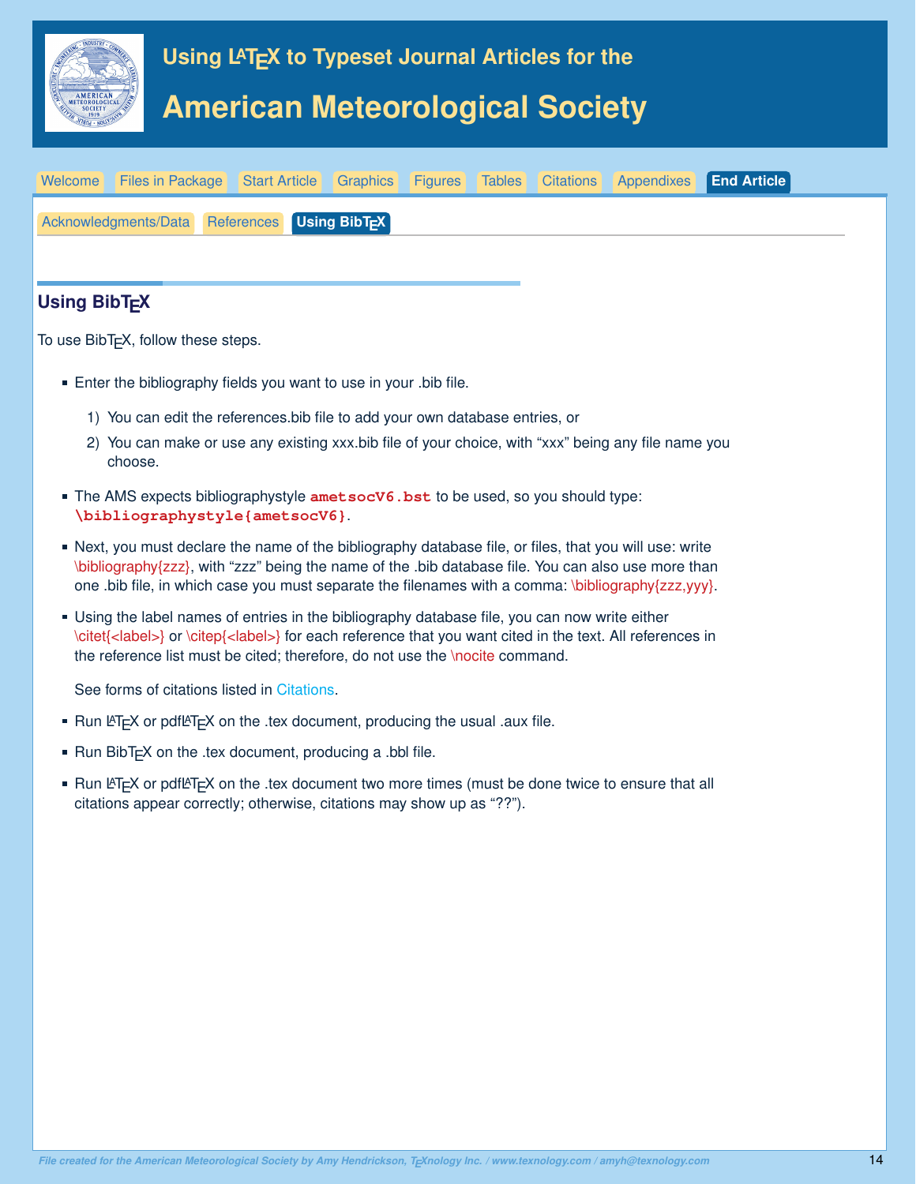Using LaTeX to Typeset Journal Articles for the

# American Meteorological Society

Welcome | Files in Package | Start Article | Graphics | Figures | Tables | Citations | Appendixes | **End Article**

Acknowledgments/Data | References | **Using BibTeX**

## Using BibTeX

To use BibTeX, follow these steps.

- Enter the bibliography fields you want to use in your .bib file.
  1) You can edit the references.bib file to add your own database entries, or
  2) You can make or use any existing xxx.bib file of your choice, with “xxx” being any file name you choose.
- The AMS expects bibliographystyle **`ametsocV6.bst`** to be used, so you should type: **`\bibliographystyle{ametsocV6}`**.
- Next, you must declare the name of the bibliography database file, or files, that you will use: write \bibliography{zzz}, with “zzz” being the name of the .bib database file. You can also use more than one .bib file, in which case you must separate the filenames with a comma: \bibliography{zzz,yyy}.
- Using the label names of entries in the bibliography database file, you can now write either \citet{<label>} or \citep{<label>} for each reference that you want cited in the text. All references in the reference list must be cited; therefore, do not use the \nocite command.

  See forms of citations listed in Citations.
- Run LaTeX or pdfLaTeX on the .tex document, producing the usual .aux file.
- Run BibTeX on the .tex document, producing a .bbl file.
- Run LaTeX or pdfLaTeX on the .tex document two more times (must be done twice to ensure that all citations appear correctly; otherwise, citations may show up as “??”).

*File created for the American Meteorological Society by Amy Hendrickson, TeXnology Inc. / www.texnology.com / amyh@texnology.com*